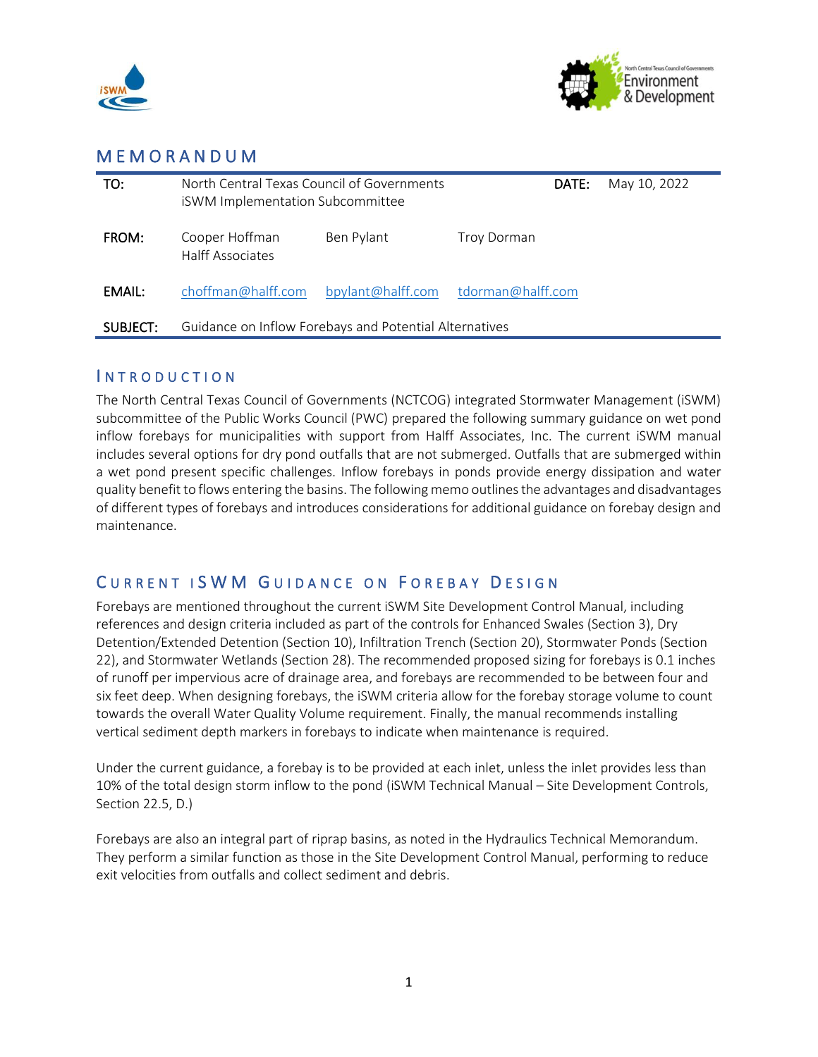# MEMORANDUM

| | | | | | |
|---|---|---|---|---|---|
| TO: | North Central Texas Council of Governments iSWM Implementation Subcommittee | | | DATE: | May 10, 2022 |
| FROM: | Cooper Hoffman Halff Associates | Ben Pylant | Troy Dorman | | |
| EMAIL: | choffman@halff.com | bpylant@halff.com | tdorman@halff.com | | |
| SUBJECT: | Guidance on Inflow Forebays and Potential Alternatives | | | | |

## INTRODUCTION

The North Central Texas Council of Governments (NCTCOG) integrated Stormwater Management (iSWM) subcommittee of the Public Works Council (PWC) prepared the following summary guidance on wet pond inflow forebays for municipalities with support from Halff Associates, Inc. The current iSWM manual includes several options for dry pond outfalls that are not submerged. Outfalls that are submerged within a wet pond present specific challenges. Inflow forebays in ponds provide energy dissipation and water quality benefit to flows entering the basins. The following memo outlines the advantages and disadvantages of different types of forebays and introduces considerations for additional guidance on forebay design and maintenance.

## CURRENT iSWM GUIDANCE ON FOREBAY DESIGN

Forebays are mentioned throughout the current iSWM Site Development Control Manual, including references and design criteria included as part of the controls for Enhanced Swales (Section 3), Dry Detention/Extended Detention (Section 10), Infiltration Trench (Section 20), Stormwater Ponds (Section 22), and Stormwater Wetlands (Section 28). The recommended proposed sizing for forebays is 0.1 inches of runoff per impervious acre of drainage area, and forebays are recommended to be between four and six feet deep. When designing forebays, the iSWM criteria allow for the forebay storage volume to count towards the overall Water Quality Volume requirement. Finally, the manual recommends installing vertical sediment depth markers in forebays to indicate when maintenance is required.

Under the current guidance, a forebay is to be provided at each inlet, unless the inlet provides less than 10% of the total design storm inflow to the pond (iSWM Technical Manual – Site Development Controls, Section 22.5, D.)

Forebays are also an integral part of riprap basins, as noted in the Hydraulics Technical Memorandum. They perform a similar function as those in the Site Development Control Manual, performing to reduce exit velocities from outfalls and collect sediment and debris.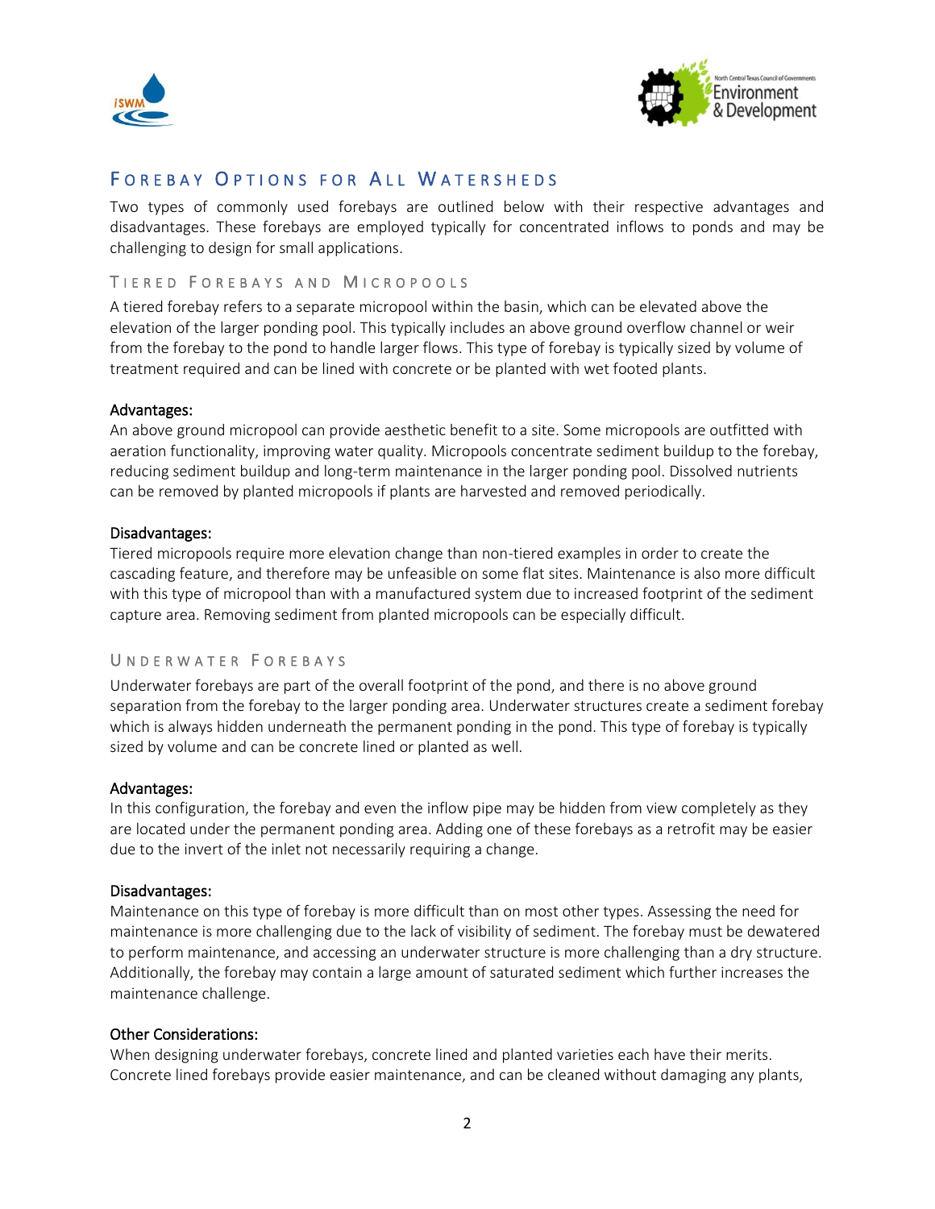## Forebay Options for All Watersheds

Two types of commonly used forebays are outlined below with their respective advantages and disadvantages. These forebays are employed typically for concentrated inflows to ponds and may be challenging to design for small applications.

### Tiered Forebays and Micropools

A tiered forebay refers to a separate micropool within the basin, which can be elevated above the elevation of the larger ponding pool. This typically includes an above ground overflow channel or weir from the forebay to the pond to handle larger flows. This type of forebay is typically sized by volume of treatment required and can be lined with concrete or be planted with wet footed plants.

#### Advantages:

An above ground micropool can provide aesthetic benefit to a site. Some micropools are outfitted with aeration functionality, improving water quality. Micropools concentrate sediment buildup to the forebay, reducing sediment buildup and long-term maintenance in the larger ponding pool. Dissolved nutrients can be removed by planted micropools if plants are harvested and removed periodically.

#### Disadvantages:

Tiered micropools require more elevation change than non-tiered examples in order to create the cascading feature, and therefore may be unfeasible on some flat sites. Maintenance is also more difficult with this type of micropool than with a manufactured system due to increased footprint of the sediment capture area. Removing sediment from planted micropools can be especially difficult.

### Underwater Forebays

Underwater forebays are part of the overall footprint of the pond, and there is no above ground separation from the forebay to the larger ponding area. Underwater structures create a sediment forebay which is always hidden underneath the permanent ponding in the pond. This type of forebay is typically sized by volume and can be concrete lined or planted as well.

#### Advantages:

In this configuration, the forebay and even the inflow pipe may be hidden from view completely as they are located under the permanent ponding area. Adding one of these forebays as a retrofit may be easier due to the invert of the inlet not necessarily requiring a change.

#### Disadvantages:

Maintenance on this type of forebay is more difficult than on most other types. Assessing the need for maintenance is more challenging due to the lack of visibility of sediment. The forebay must be dewatered to perform maintenance, and accessing an underwater structure is more challenging than a dry structure. Additionally, the forebay may contain a large amount of saturated sediment which further increases the maintenance challenge.

#### Other Considerations:

When designing underwater forebays, concrete lined and planted varieties each have their merits. Concrete lined forebays provide easier maintenance, and can be cleaned without damaging any plants,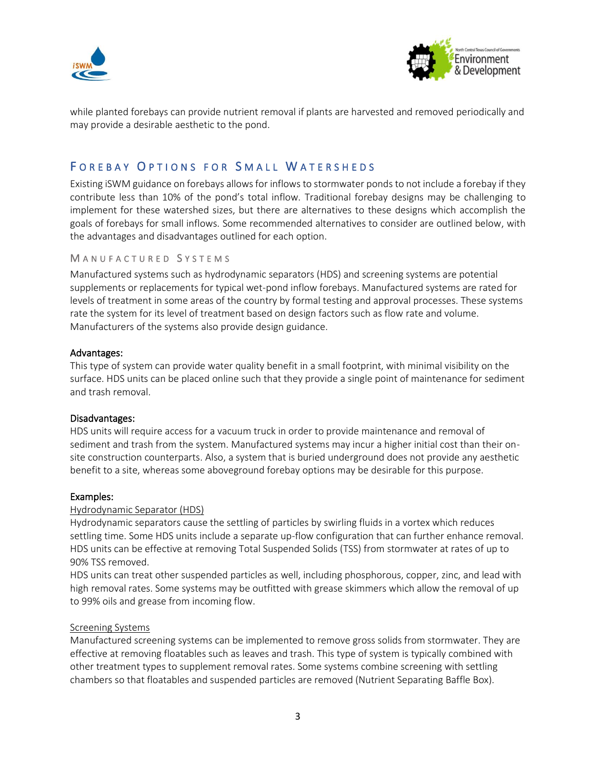while planted forebays can provide nutrient removal if plants are harvested and removed periodically and may provide a desirable aesthetic to the pond.

## Forebay Options for Small Watersheds

Existing iSWM guidance on forebays allows for inflows to stormwater ponds to not include a forebay if they contribute less than 10% of the pond's total inflow. Traditional forebay designs may be challenging to implement for these watershed sizes, but there are alternatives to these designs which accomplish the goals of forebays for small inflows. Some recommended alternatives to consider are outlined below, with the advantages and disadvantages outlined for each option.

### Manufactured Systems

Manufactured systems such as hydrodynamic separators (HDS) and screening systems are potential supplements or replacements for typical wet-pond inflow forebays. Manufactured systems are rated for levels of treatment in some areas of the country by formal testing and approval processes. These systems rate the system for its level of treatment based on design factors such as flow rate and volume. Manufacturers of the systems also provide design guidance.

**Advantages:**

This type of system can provide water quality benefit in a small footprint, with minimal visibility on the surface. HDS units can be placed online such that they provide a single point of maintenance for sediment and trash removal.

**Disadvantages:**

HDS units will require access for a vacuum truck in order to provide maintenance and removal of sediment and trash from the system. Manufactured systems may incur a higher initial cost than their on-site construction counterparts. Also, a system that is buried underground does not provide any aesthetic benefit to a site, whereas some aboveground forebay options may be desirable for this purpose.

**Examples:**

<u>Hydrodynamic Separator (HDS)</u>

Hydrodynamic separators cause the settling of particles by swirling fluids in a vortex which reduces settling time. Some HDS units include a separate up-flow configuration that can further enhance removal. HDS units can be effective at removing Total Suspended Solids (TSS) from stormwater at rates of up to 90% TSS removed.

HDS units can treat other suspended particles as well, including phosphorous, copper, zinc, and lead with high removal rates. Some systems may be outfitted with grease skimmers which allow the removal of up to 99% oils and grease from incoming flow.

<u>Screening Systems</u>

Manufactured screening systems can be implemented to remove gross solids from stormwater. They are effective at removing floatables such as leaves and trash. This type of system is typically combined with other treatment types to supplement removal rates. Some systems combine screening with settling chambers so that floatables and suspended particles are removed (Nutrient Separating Baffle Box).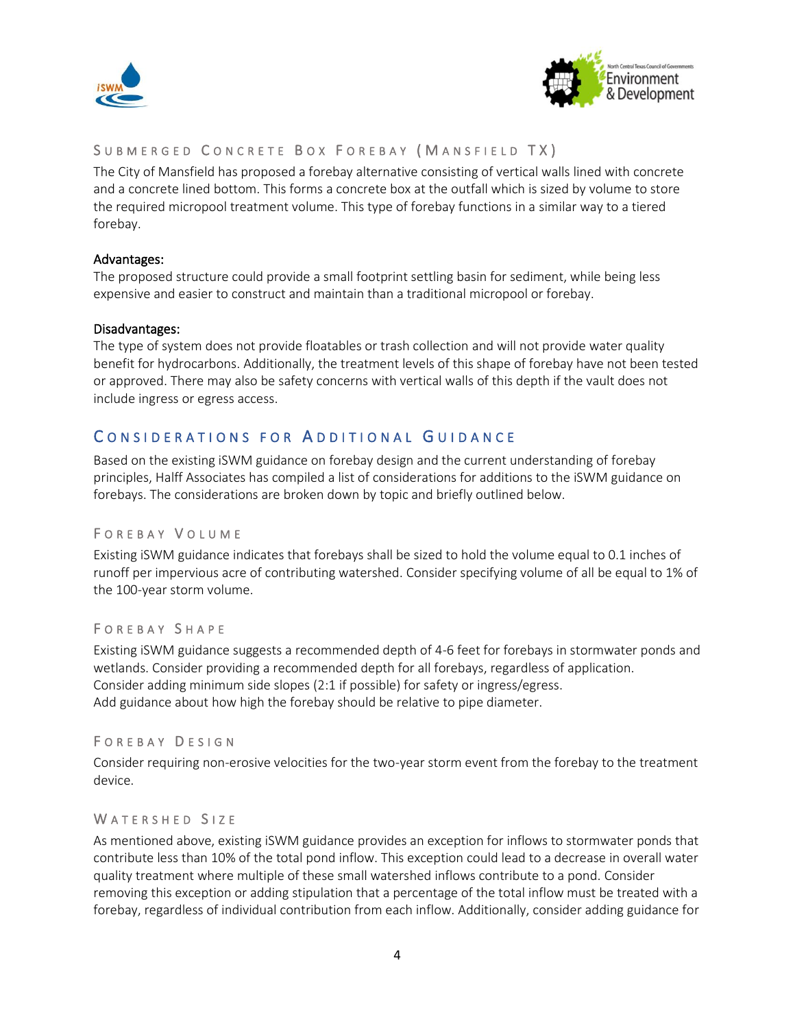### Submerged Concrete Box Forebay (Mansfield TX)

The City of Mansfield has proposed a forebay alternative consisting of vertical walls lined with concrete and a concrete lined bottom. This forms a concrete box at the outfall which is sized by volume to store the required micropool treatment volume. This type of forebay functions in a similar way to a tiered forebay.

**Advantages:**

The proposed structure could provide a small footprint settling basin for sediment, while being less expensive and easier to construct and maintain than a traditional micropool or forebay.

**Disadvantages:**

The type of system does not provide floatables or trash collection and will not provide water quality benefit for hydrocarbons. Additionally, the treatment levels of this shape of forebay have not been tested or approved. There may also be safety concerns with vertical walls of this depth if the vault does not include ingress or egress access.

## Considerations for Additional Guidance

Based on the existing iSWM guidance on forebay design and the current understanding of forebay principles, Halff Associates has compiled a list of considerations for additions to the iSWM guidance on forebays. The considerations are broken down by topic and briefly outlined below.

### Forebay Volume

Existing iSWM guidance indicates that forebays shall be sized to hold the volume equal to 0.1 inches of runoff per impervious acre of contributing watershed. Consider specifying volume of all be equal to 1% of the 100-year storm volume.

### Forebay Shape

Existing iSWM guidance suggests a recommended depth of 4-6 feet for forebays in stormwater ponds and wetlands. Consider providing a recommended depth for all forebays, regardless of application.
Consider adding minimum side slopes (2:1 if possible) for safety or ingress/egress.
Add guidance about how high the forebay should be relative to pipe diameter.

### Forebay Design

Consider requiring non-erosive velocities for the two-year storm event from the forebay to the treatment device.

### Watershed Size

As mentioned above, existing iSWM guidance provides an exception for inflows to stormwater ponds that contribute less than 10% of the total pond inflow. This exception could lead to a decrease in overall water quality treatment where multiple of these small watershed inflows contribute to a pond. Consider removing this exception or adding stipulation that a percentage of the total inflow must be treated with a forebay, regardless of individual contribution from each inflow. Additionally, consider adding guidance for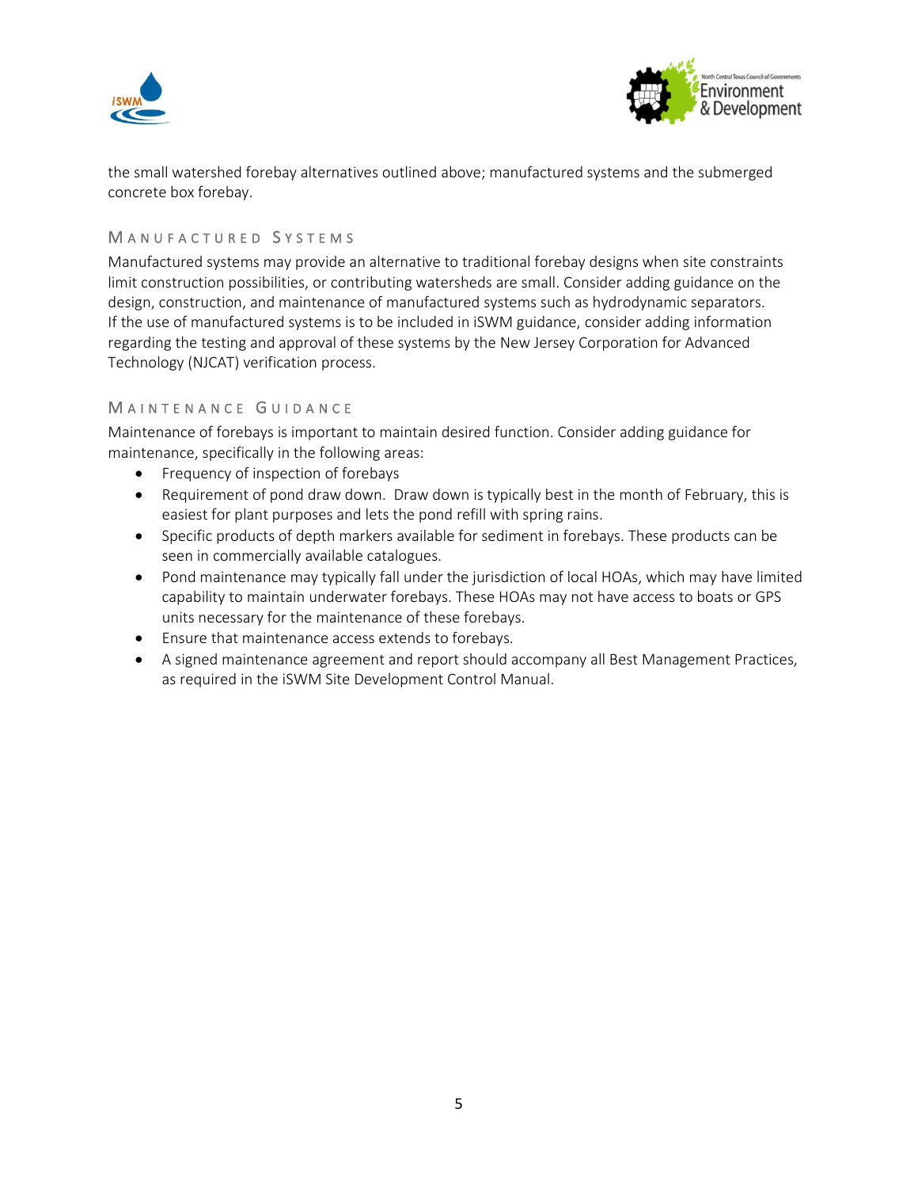the small watershed forebay alternatives outlined above; manufactured systems and the submerged concrete box forebay.

### Manufactured Systems

Manufactured systems may provide an alternative to traditional forebay designs when site constraints limit construction possibilities, or contributing watersheds are small. Consider adding guidance on the design, construction, and maintenance of manufactured systems such as hydrodynamic separators. If the use of manufactured systems is to be included in iSWM guidance, consider adding information regarding the testing and approval of these systems by the New Jersey Corporation for Advanced Technology (NJCAT) verification process.

### Maintenance Guidance

Maintenance of forebays is important to maintain desired function. Consider adding guidance for maintenance, specifically in the following areas:

- Frequency of inspection of forebays
- Requirement of pond draw down. Draw down is typically best in the month of February, this is easiest for plant purposes and lets the pond refill with spring rains.
- Specific products of depth markers available for sediment in forebays. These products can be seen in commercially available catalogues.
- Pond maintenance may typically fall under the jurisdiction of local HOAs, which may have limited capability to maintain underwater forebays. These HOAs may not have access to boats or GPS units necessary for the maintenance of these forebays.
- Ensure that maintenance access extends to forebays.
- A signed maintenance agreement and report should accompany all Best Management Practices, as required in the iSWM Site Development Control Manual.